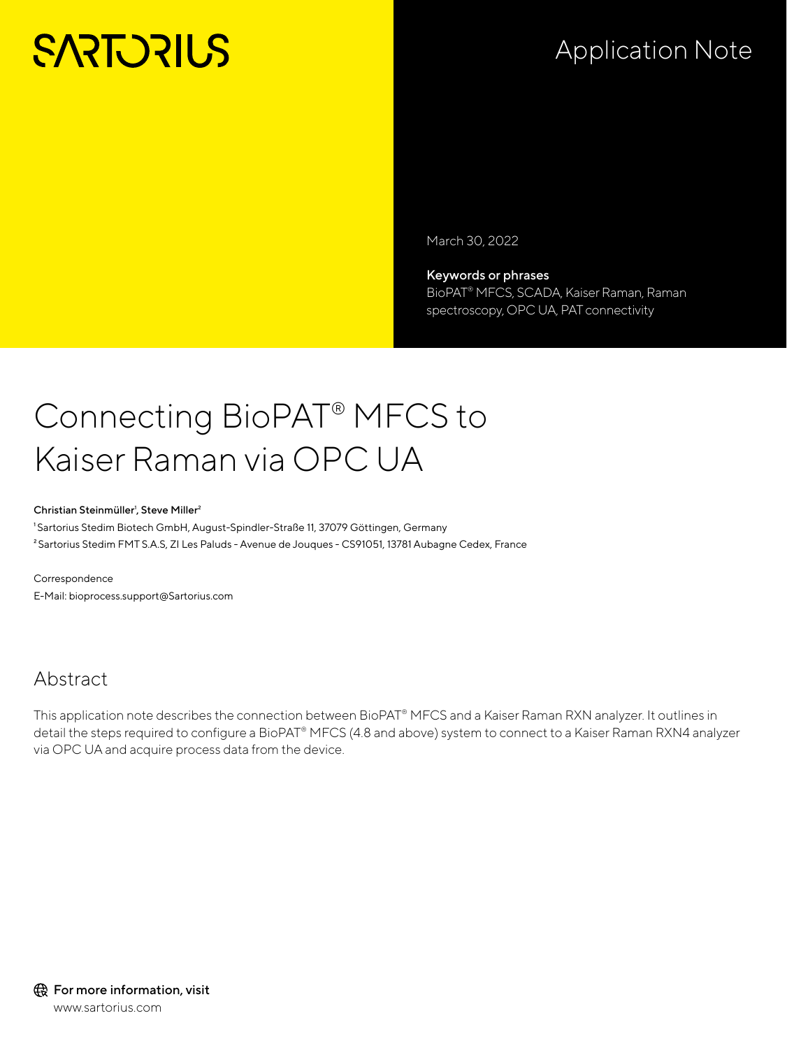SARTORIUS

Application Note

March 30, 2022

**Keywords or phrases**
BioPAT® MFCS, SCADA, Kaiser Raman, Raman spectroscopy, OPC UA, PAT connectivity

# Connecting BioPAT® MFCS to Kaiser Raman via OPC UA

**Christian Steinmüller[1], Steve Miller[2]**

[1] Sartorius Stedim Biotech GmbH, August-Spindler-Straße 11, 37079 Göttingen, Germany
[2] Sartorius Stedim FMT S.A.S, ZI Les Paluds - Avenue de Jouques - CS91051, 13781 Aubagne Cedex, France

Correspondence
E-Mail: bioprocess.support@Sartorius.com

## Abstract

This application note describes the connection between BioPAT® MFCS and a Kaiser Raman RXN analyzer. It outlines in detail the steps required to configure a BioPAT® MFCS (4.8 and above) system to connect to a Kaiser Raman RXN4 analyzer via OPC UA and acquire process data from the device.

**For more information, visit**
www.sartorius.com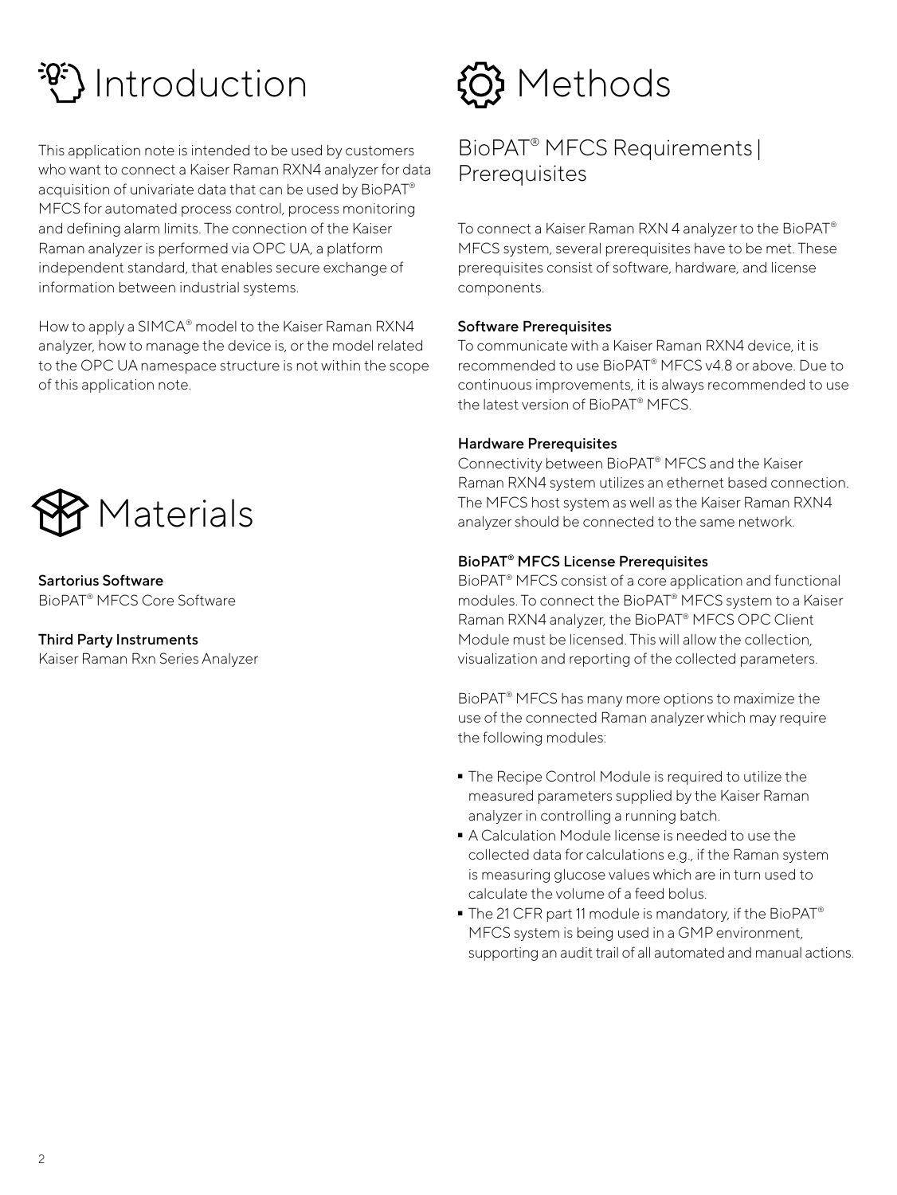# Introduction

This application note is intended to be used by customers who want to connect a Kaiser Raman RXN4 analyzer for data acquisition of univariate data that can be used by BioPAT® MFCS for automated process control, process monitoring and defining alarm limits. The connection of the Kaiser Raman analyzer is performed via OPC UA, a platform independent standard, that enables secure exchange of information between industrial systems.

How to apply a SIMCA® model to the Kaiser Raman RXN4 analyzer, how to manage the device is, or the model related to the OPC UA namespace structure is not within the scope of this application note.

# Materials

**Sartorius Software**
BioPAT® MFCS Core Software

**Third Party Instruments**
Kaiser Raman Rxn Series Analyzer

# Methods

## BioPAT® MFCS Requirements | Prerequisites

To connect a Kaiser Raman RXN 4 analyzer to the BioPAT® MFCS system, several prerequisites have to be met. These prerequisites consist of software, hardware, and license components.

**Software Prerequisites**
To communicate with a Kaiser Raman RXN4 device, it is recommended to use BioPAT® MFCS v4.8 or above. Due to continuous improvements, it is always recommended to use the latest version of BioPAT® MFCS.

**Hardware Prerequisites**
Connectivity between BioPAT® MFCS and the Kaiser Raman RXN4 system utilizes an ethernet based connection. The MFCS host system as well as the Kaiser Raman RXN4 analyzer should be connected to the same network.

**BioPAT® MFCS License Prerequisites**
BioPAT® MFCS consist of a core application and functional modules. To connect the BioPAT® MFCS system to a Kaiser Raman RXN4 analyzer, the BioPAT® MFCS OPC Client Module must be licensed. This will allow the collection, visualization and reporting of the collected parameters.

BioPAT® MFCS has many more options to maximize the use of the connected Raman analyzer which may require the following modules:

- The Recipe Control Module is required to utilize the measured parameters supplied by the Kaiser Raman analyzer in controlling a running batch.
- A Calculation Module license is needed to use the collected data for calculations e.g., if the Raman system is measuring glucose values which are in turn used to calculate the volume of a feed bolus.
- The 21 CFR part 11 module is mandatory, if the BioPAT® MFCS system is being used in a GMP environment, supporting an audit trail of all automated and manual actions.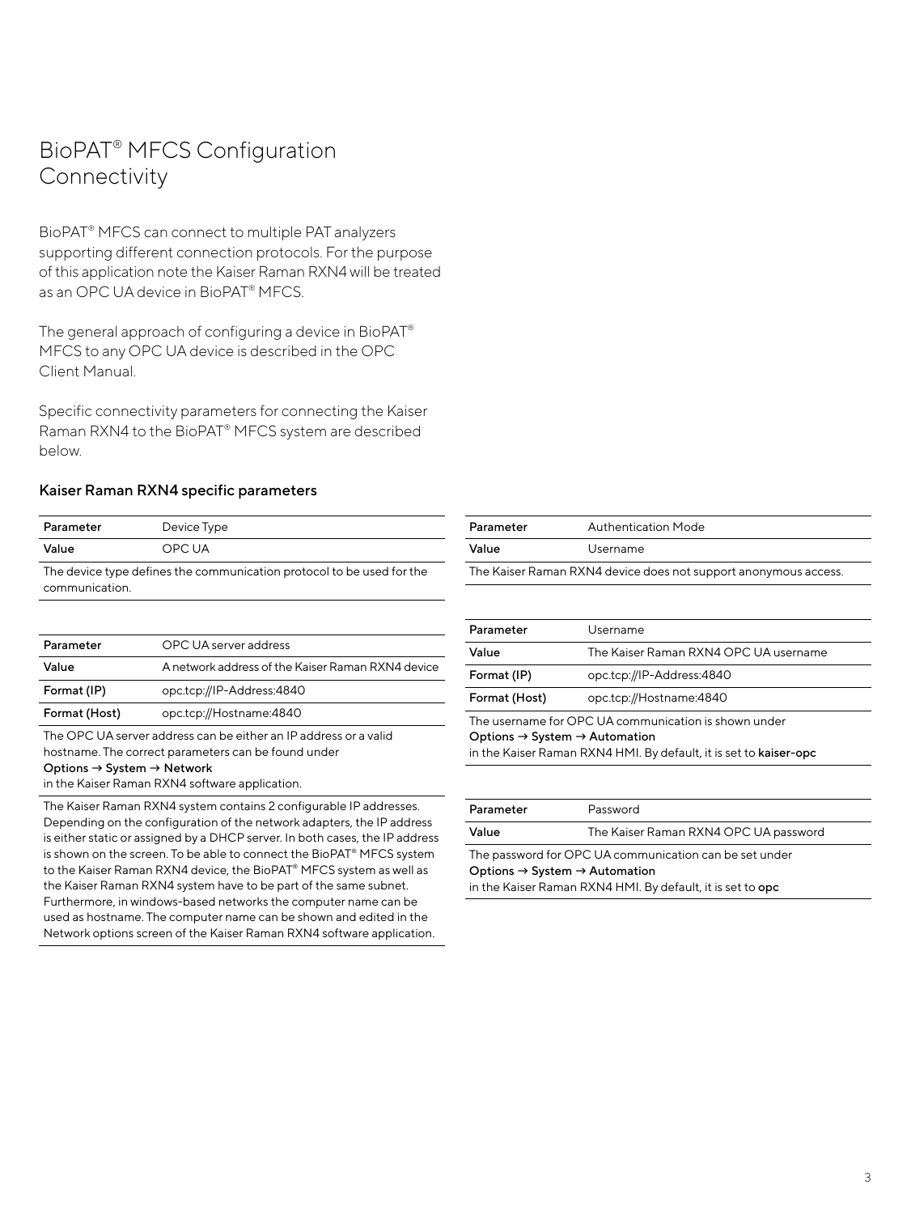# BioPAT® MFCS Configuration Connectivity

BioPAT® MFCS can connect to multiple PAT analyzers supporting different connection protocols. For the purpose of this application note the Kaiser Raman RXN4 will be treated as an OPC UA device in BioPAT® MFCS.

The general approach of configuring a device in BioPAT® MFCS to any OPC UA device is described in the OPC Client Manual.

Specific connectivity parameters for connecting the Kaiser Raman RXN4 to the BioPAT® MFCS system are described below.

### Kaiser Raman RXN4 specific parameters

| **Parameter** | Device Type |
| --- | --- |
| **Value** | OPC UA |

The device type defines the communication protocol to be used for the communication.

| **Parameter** | OPC UA server address |
| --- | --- |
| **Value** | A network address of the Kaiser Raman RXN4 device |
| **Format (IP)** | opc.tcp://IP-Address:4840 |
| **Format (Host)** | opc.tcp://Hostname:4840 |

The OPC UA server address can be either an IP address or a valid hostname. The correct parameters can be found under
**Options → System → Network**
in the Kaiser Raman RXN4 software application.

The Kaiser Raman RXN4 system contains 2 configurable IP addresses. Depending on the configuration of the network adapters, the IP address is either static or assigned by a DHCP server. In both cases, the IP address is shown on the screen. To be able to connect the BioPAT® MFCS system to the Kaiser Raman RXN4 device, the BioPAT® MFCS system as well as the Kaiser Raman RXN4 system have to be part of the same subnet. Furthermore, in windows-based networks the computer name can be used as hostname. The computer name can be shown and edited in the Network options screen of the Kaiser Raman RXN4 software application.

| **Parameter** | Authentication Mode |
| --- | --- |
| **Value** | Username |

The Kaiser Raman RXN4 device does not support anonymous access.

| **Parameter** | Username |
| --- | --- |
| **Value** | The Kaiser Raman RXN4 OPC UA username |
| **Format (IP)** | opc.tcp://IP-Address:4840 |
| **Format (Host)** | opc.tcp://Hostname:4840 |

The username for OPC UA communication is shown under
**Options → System → Automation**
in the Kaiser Raman RXN4 HMI. By default, it is set to **kaiser-opc**

| **Parameter** | Password |
| --- | --- |
| **Value** | The Kaiser Raman RXN4 OPC UA password |

The password for OPC UA communication can be set under
**Options → System → Automation**
in the Kaiser Raman RXN4 HMI. By default, it is set to **opc**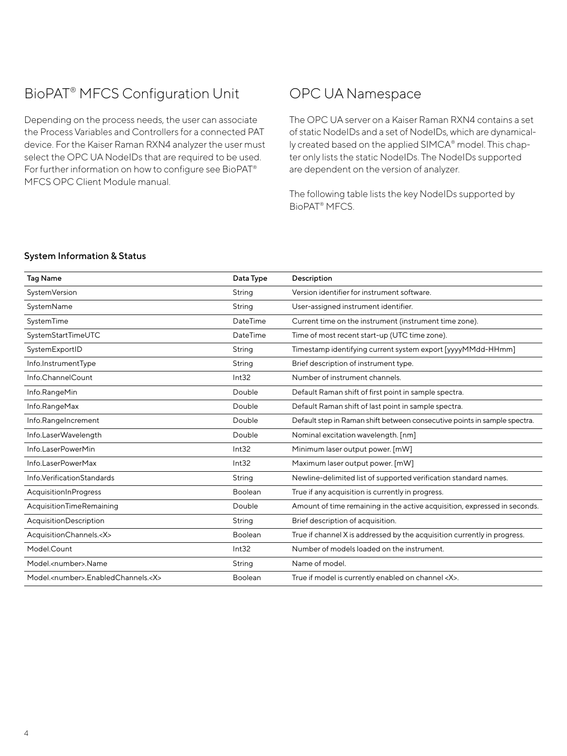## BioPAT® MFCS Configuration Unit

Depending on the process needs, the user can associate the Process Variables and Controllers for a connected PAT device. For the Kaiser Raman RXN4 analyzer the user must select the OPC UA NodeIDs that are required to be used. For further information on how to configure see BioPAT® MFCS OPC Client Module manual.

## OPC UA Namespace

The OPC UA server on a Kaiser Raman RXN4 contains a set of static NodeIDs and a set of NodeIDs, which are dynamically created based on the applied SIMCA® model. This chapter only lists the static NodeIDs. The NodeIDs supported are dependent on the version of analyzer.

The following table lists the key NodeIDs supported by BioPAT® MFCS.

### System Information & Status

| Tag Name | Data Type | Description |
|---|---|---|
| SystemVersion | String | Version identifier for instrument software. |
| SystemName | String | User-assigned instrument identifier. |
| SystemTime | DateTime | Current time on the instrument (instrument time zone). |
| SystemStartTimeUTC | DateTime | Time of most recent start-up (UTC time zone). |
| SystemExportID | String | Timestamp identifying current system export [yyyyMMdd-HHmm] |
| Info.InstrumentType | String | Brief description of instrument type. |
| Info.ChannelCount | Int32 | Number of instrument channels. |
| Info.RangeMin | Double | Default Raman shift of first point in sample spectra. |
| Info.RangeMax | Double | Default Raman shift of last point in sample spectra. |
| Info.RangeIncrement | Double | Default step in Raman shift between consecutive points in sample spectra. |
| Info.LaserWavelength | Double | Nominal excitation wavelength. [nm] |
| Info.LaserPowerMin | Int32 | Minimum laser output power. [mW] |
| Info.LaserPowerMax | Int32 | Maximum laser output power. [mW] |
| Info.VerificationStandards | String | Newline-delimited list of supported verification standard names. |
| AcquisitionInProgress | Boolean | True if any acquisition is currently in progress. |
| AcquisitionTimeRemaining | Double | Amount of time remaining in the active acquisition, expressed in seconds. |
| AcquisitionDescription | String | Brief description of acquisition. |
| AcquisitionChannels.<X> | Boolean | True if channel X is addressed by the acquisition currently in progress. |
| Model.Count | Int32 | Number of models loaded on the instrument. |
| Model.<number>.Name | String | Name of model. |
| Model.<number>.EnabledChannels.<X> | Boolean | True if model is currently enabled on channel <X>. |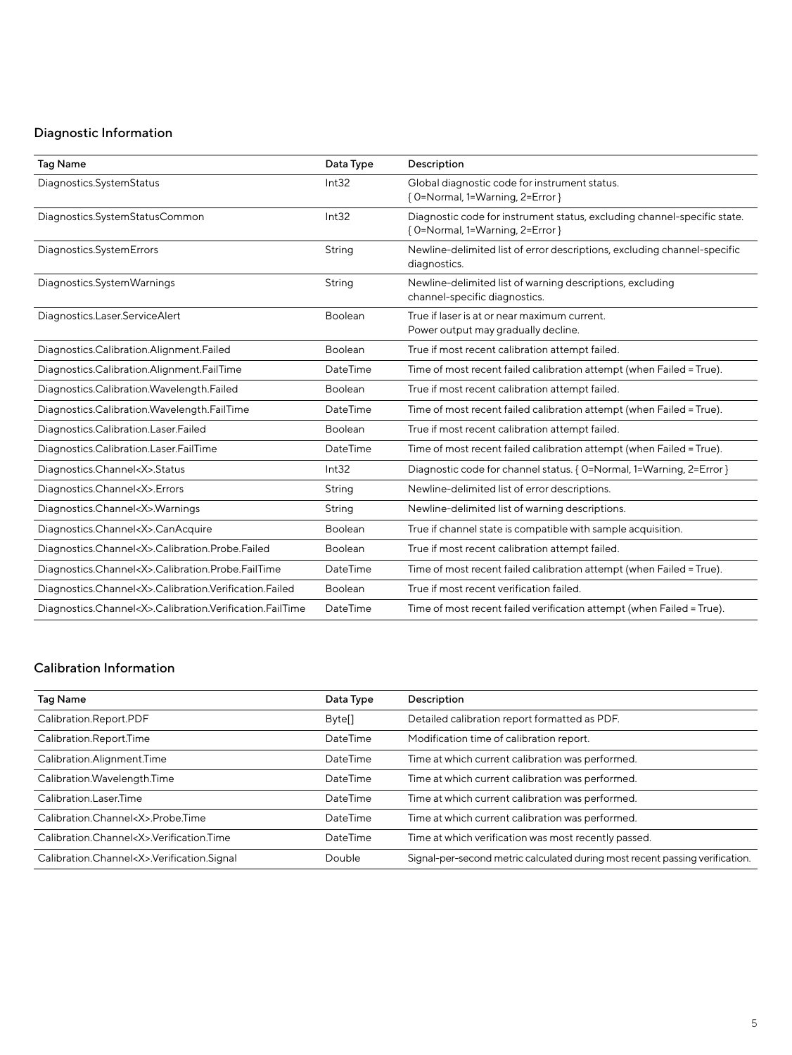## Diagnostic Information

| Tag Name | Data Type | Description |
| --- | --- | --- |
| Diagnostics.SystemStatus | Int32 | Global diagnostic code for instrument status. { 0=Normal, 1=Warning, 2=Error } |
| Diagnostics.SystemStatusCommon | Int32 | Diagnostic code for instrument status, excluding channel-specific state. { 0=Normal, 1=Warning, 2=Error } |
| Diagnostics.SystemErrors | String | Newline-delimited list of error descriptions, excluding channel-specific diagnostics. |
| Diagnostics.SystemWarnings | String | Newline-delimited list of warning descriptions, excluding channel-specific diagnostics. |
| Diagnostics.Laser.ServiceAlert | Boolean | True if laser is at or near maximum current. Power output may gradually decline. |
| Diagnostics.Calibration.Alignment.Failed | Boolean | True if most recent calibration attempt failed. |
| Diagnostics.Calibration.Alignment.FailTime | DateTime | Time of most recent failed calibration attempt (when Failed = True). |
| Diagnostics.Calibration.Wavelength.Failed | Boolean | True if most recent calibration attempt failed. |
| Diagnostics.Calibration.Wavelength.FailTime | DateTime | Time of most recent failed calibration attempt (when Failed = True). |
| Diagnostics.Calibration.Laser.Failed | Boolean | True if most recent calibration attempt failed. |
| Diagnostics.Calibration.Laser.FailTime | DateTime | Time of most recent failed calibration attempt (when Failed = True). |
| Diagnostics.Channel<X>.Status | Int32 | Diagnostic code for channel status. { 0=Normal, 1=Warning, 2=Error } |
| Diagnostics.Channel<X>.Errors | String | Newline-delimited list of error descriptions. |
| Diagnostics.Channel<X>.Warnings | String | Newline-delimited list of warning descriptions. |
| Diagnostics.Channel<X>.CanAcquire | Boolean | True if channel state is compatible with sample acquisition. |
| Diagnostics.Channel<X>.Calibration.Probe.Failed | Boolean | True if most recent calibration attempt failed. |
| Diagnostics.Channel<X>.Calibration.Probe.FailTime | DateTime | Time of most recent failed calibration attempt (when Failed = True). |
| Diagnostics.Channel<X>.Calibration.Verification.Failed | Boolean | True if most recent verification failed. |
| Diagnostics.Channel<X>.Calibration.Verification.FailTime | DateTime | Time of most recent failed verification attempt (when Failed = True). |

## Calibration Information

| Tag Name | Data Type | Description |
| --- | --- | --- |
| Calibration.Report.PDF | Byte[] | Detailed calibration report formatted as PDF. |
| Calibration.Report.Time | DateTime | Modification time of calibration report. |
| Calibration.Alignment.Time | DateTime | Time at which current calibration was performed. |
| Calibration.Wavelength.Time | DateTime | Time at which current calibration was performed. |
| Calibration.Laser.Time | DateTime | Time at which current calibration was performed. |
| Calibration.Channel<X>.Probe.Time | DateTime | Time at which current calibration was performed. |
| Calibration.Channel<X>.Verification.Time | DateTime | Time at which verification was most recently passed. |
| Calibration.Channel<X>.Verification.Signal | Double | Signal-per-second metric calculated during most recent passing verification. |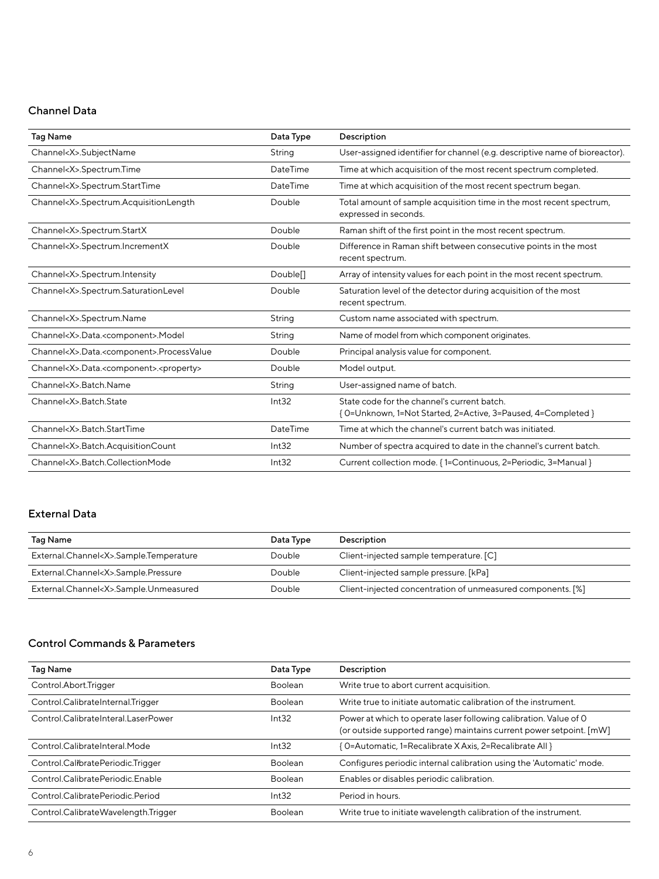## Channel Data

| Tag Name | Data Type | Description |
|---|---|---|
| Channel<X>.SubjectName | String | User-assigned identifier for channel (e.g. descriptive name of bioreactor). |
| Channel<X>.Spectrum.Time | DateTime | Time at which acquisition of the most recent spectrum completed. |
| Channel<X>.Spectrum.StartTime | DateTime | Time at which acquisition of the most recent spectrum began. |
| Channel<X>.Spectrum.AcquisitionLength | Double | Total amount of sample acquisition time in the most recent spectrum, expressed in seconds. |
| Channel<X>.Spectrum.StartX | Double | Raman shift of the first point in the most recent spectrum. |
| Channel<X>.Spectrum.IncrementX | Double | Difference in Raman shift between consecutive points in the most recent spectrum. |
| Channel<X>.Spectrum.Intensity | Double[] | Array of intensity values for each point in the most recent spectrum. |
| Channel<X>.Spectrum.SaturationLevel | Double | Saturation level of the detector during acquisition of the most recent spectrum. |
| Channel<X>.Spectrum.Name | String | Custom name associated with spectrum. |
| Channel<X>.Data.<component>.Model | String | Name of model from which component originates. |
| Channel<X>.Data.<component>.ProcessValue | Double | Principal analysis value for component. |
| Channel<X>.Data.<component>.<property> | Double | Model output. |
| Channel<X>.Batch.Name | String | User-assigned name of batch. |
| Channel<X>.Batch.State | Int32 | State code for the channel's current batch. { 0=Unknown, 1=Not Started, 2=Active, 3=Paused, 4=Completed } |
| Channel<X>.Batch.StartTime | DateTime | Time at which the channel's current batch was initiated. |
| Channel<X>.Batch.AcquisitionCount | Int32 | Number of spectra acquired to date in the channel's current batch. |
| Channel<X>.Batch.CollectionMode | Int32 | Current collection mode. { 1=Continuous, 2=Periodic, 3=Manual } |

## External Data

| Tag Name | Data Type | Description |
|---|---|---|
| External.Channel<X>.Sample.Temperature | Double | Client-injected sample temperature. [C] |
| External.Channel<X>.Sample.Pressure | Double | Client-injected sample pressure. [kPa] |
| External.Channel<X>.Sample.Unmeasured | Double | Client-injected concentration of unmeasured components. [%] |

## Control Commands & Parameters

| Tag Name | Data Type | Description |
|---|---|---|
| Control.Abort.Trigger | Boolean | Write true to abort current acquisition. |
| Control.CalibrateInternal.Trigger | Boolean | Write true to initiate automatic calibration of the instrument. |
| Control.CalibrateInteral.LaserPower | Int32 | Power at which to operate laser following calibration. Value of 0 (or outside supported range) maintains current power setpoint. [mW] |
| Control.CalibrateInteral.Mode | Int32 | { 0=Automatic, 1=Recalibrate X Axis, 2=Recalibrate All } |
| Control.CalibratePeriodic.Trigger | Boolean | Configures periodic internal calibration using the 'Automatic' mode. |
| Control.CalibratePeriodic.Enable | Boolean | Enables or disables periodic calibration. |
| Control.CalibratePeriodic.Period | Int32 | Period in hours. |
| Control.CalibrateWavelength.Trigger | Boolean | Write true to initiate wavelength calibration of the instrument. |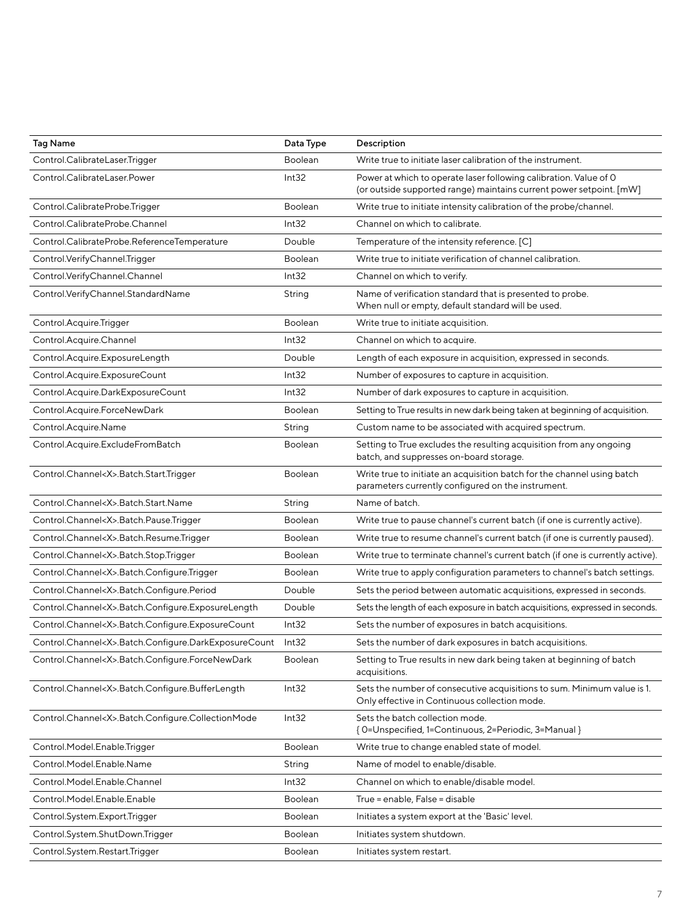| Tag Name | Data Type | Description |
|---|---|---|
| Control.CalibrateLaser.Trigger | Boolean | Write true to initiate laser calibration of the instrument. |
| Control.CalibrateLaser.Power | Int32 | Power at which to operate laser following calibration. Value of 0 (or outside supported range) maintains current power setpoint. [mW] |
| Control.CalibrateProbe.Trigger | Boolean | Write true to initiate intensity calibration of the probe/channel. |
| Control.CalibrateProbe.Channel | Int32 | Channel on which to calibrate. |
| Control.CalibrateProbe.ReferenceTemperature | Double | Temperature of the intensity reference. [C] |
| Control.VerifyChannel.Trigger | Boolean | Write true to initiate verification of channel calibration. |
| Control.VerifyChannel.Channel | Int32 | Channel on which to verify. |
| Control.VerifyChannel.StandardName | String | Name of verification standard that is presented to probe. When null or empty, default standard will be used. |
| Control.Acquire.Trigger | Boolean | Write true to initiate acquisition. |
| Control.Acquire.Channel | Int32 | Channel on which to acquire. |
| Control.Acquire.ExposureLength | Double | Length of each exposure in acquisition, expressed in seconds. |
| Control.Acquire.ExposureCount | Int32 | Number of exposures to capture in acquisition. |
| Control.Acquire.DarkExposureCount | Int32 | Number of dark exposures to capture in acquisition. |
| Control.Acquire.ForceNewDark | Boolean | Setting to True results in new dark being taken at beginning of acquisition. |
| Control.Acquire.Name | String | Custom name to be associated with acquired spectrum. |
| Control.Acquire.ExcludeFromBatch | Boolean | Setting to True excludes the resulting acquisition from any ongoing batch, and suppresses on-board storage. |
| Control.Channel<X>.Batch.Start.Trigger | Boolean | Write true to initiate an acquisition batch for the channel using batch parameters currently configured on the instrument. |
| Control.Channel<X>.Batch.Start.Name | String | Name of batch. |
| Control.Channel<X>.Batch.Pause.Trigger | Boolean | Write true to pause channel's current batch (if one is currently active). |
| Control.Channel<X>.Batch.Resume.Trigger | Boolean | Write true to resume channel's current batch (if one is currently paused). |
| Control.Channel<X>.Batch.Stop.Trigger | Boolean | Write true to terminate channel's current batch (if one is currently active). |
| Control.Channel<X>.Batch.Configure.Trigger | Boolean | Write true to apply configuration parameters to channel's batch settings. |
| Control.Channel<X>.Batch.Configure.Period | Double | Sets the period between automatic acquisitions, expressed in seconds. |
| Control.Channel<X>.Batch.Configure.ExposureLength | Double | Sets the length of each exposure in batch acquisitions, expressed in seconds. |
| Control.Channel<X>.Batch.Configure.ExposureCount | Int32 | Sets the number of exposures in batch acquisitions. |
| Control.Channel<X>.Batch.Configure.DarkExposureCount | Int32 | Sets the number of dark exposures in batch acquisitions. |
| Control.Channel<X>.Batch.Configure.ForceNewDark | Boolean | Setting to True results in new dark being taken at beginning of batch acquisitions. |
| Control.Channel<X>.Batch.Configure.BufferLength | Int32 | Sets the number of consecutive acquisitions to sum. Minimum value is 1. Only effective in Continuous collection mode. |
| Control.Channel<X>.Batch.Configure.CollectionMode | Int32 | Sets the batch collection mode. { 0=Unspecified, 1=Continuous, 2=Periodic, 3=Manual } |
| Control.Model.Enable.Trigger | Boolean | Write true to change enabled state of model. |
| Control.Model.Enable.Name | String | Name of model to enable/disable. |
| Control.Model.Enable.Channel | Int32 | Channel on which to enable/disable model. |
| Control.Model.Enable.Enable | Boolean | True = enable, False = disable |
| Control.System.Export.Trigger | Boolean | Initiates a system export at the 'Basic' level. |
| Control.System.ShutDown.Trigger | Boolean | Initiates system shutdown. |
| Control.System.Restart.Trigger | Boolean | Initiates system restart. |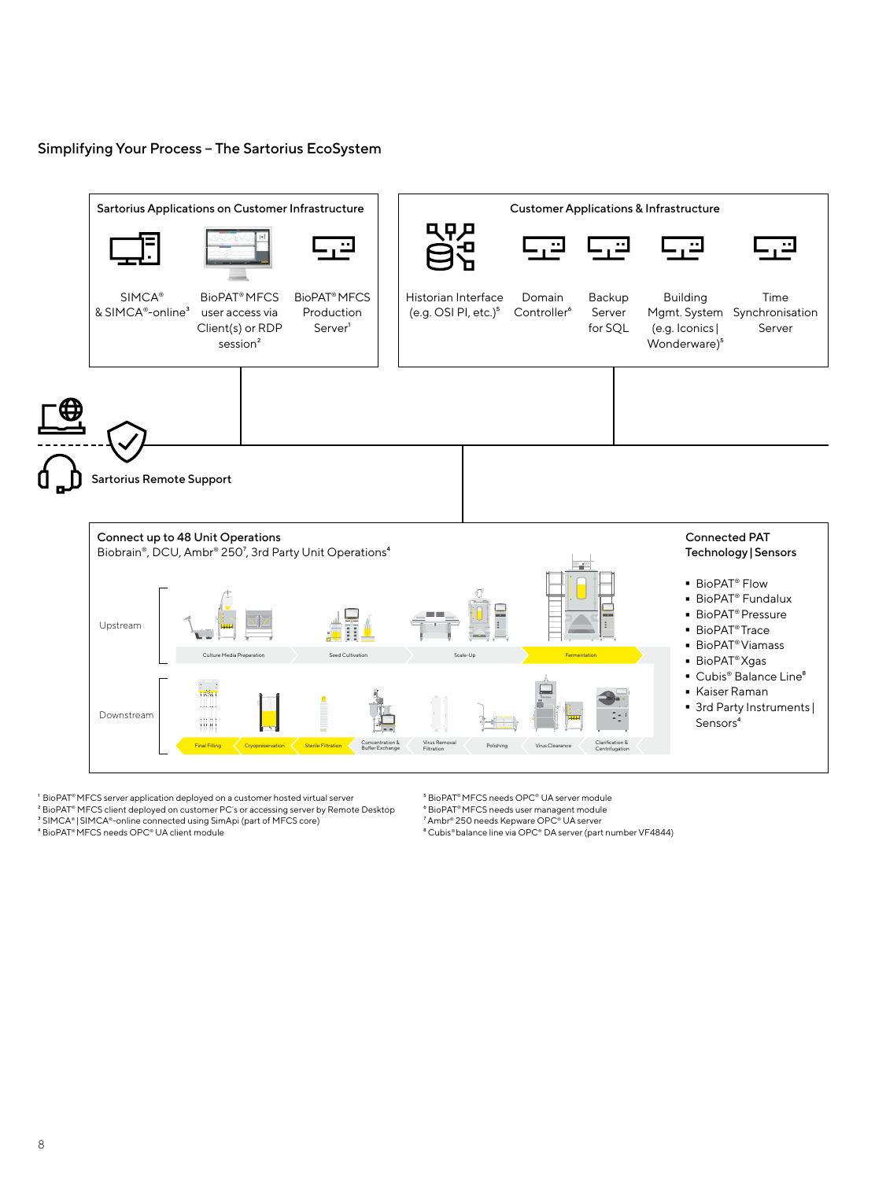## Simplifying Your Process – The Sartorius EcoSystem

**Sartorius Applications on Customer Infrastructure**

- SIMCA® & SIMCA®-online[3]
- BioPAT® MFCS user access via Client(s) or RDP session[2]
- BioPAT® MFCS Production Server[1]

**Customer Applications & Infrastructure**

- Historian Interface (e.g. OSI PI, etc.)[5]
- Domain Controller[6]
- Backup Server for SQL
- Building Mgmt. System (e.g. Iconics | Wonderware)[5]
- Time Synchronisation Server

Sartorius Remote Support

**Connect up to 48 Unit Operations**
Biobrain®, DCU, Ambr® 250[7], 3rd Party Unit Operations[4]

Upstream: Culture Media Preparation, Seed Cultivation, Scale-Up, Fermentation

Downstream: Final Filling, Cryopreservation, Sterile Filtration, Concentration & Buffer Exchange, Virus Removal Filtration, Polishing, Virus Clearance, Clarification & Centrifugation

**Connected PAT Technology | Sensors**

- BioPAT® Flow
- BioPAT® Fundalux
- BioPAT® Pressure
- BioPAT® Trace
- BioPAT® Viamass
- BioPAT® Xgas
- Cubis® Balance Line[8]
- Kaiser Raman
- 3rd Party Instruments | Sensors[4]

[1] BioPAT® MFCS server application deployed on a customer hosted virtual server
[2] BioPAT® MFCS client deployed on customer PC's or accessing server by Remote Desktop
[3] SIMCA® | SIMCA®-online connected using SimApi (part of MFCS core)
[4] BioPAT® MFCS needs OPC® UA client module
[5] BioPAT® MFCS needs OPC® UA server module
[6] BioPAT® MFCS needs user managent module
[7] Ambr® 250 needs Kepware OPC® UA server
[8] Cubis® balance line via OPC® DA server (part number VF4844)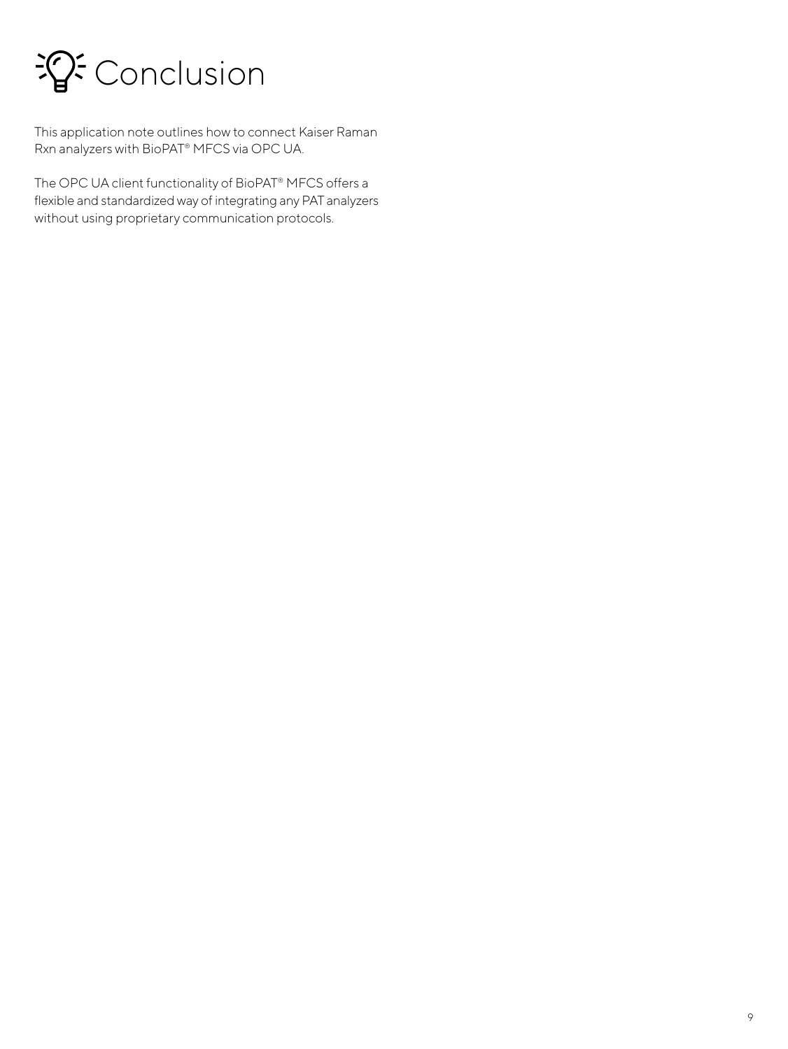# Conclusion

This application note outlines how to connect Kaiser Raman Rxn analyzers with BioPAT® MFCS via OPC UA.

The OPC UA client functionality of BioPAT® MFCS offers a flexible and standardized way of integrating any PAT analyzers without using proprietary communication protocols.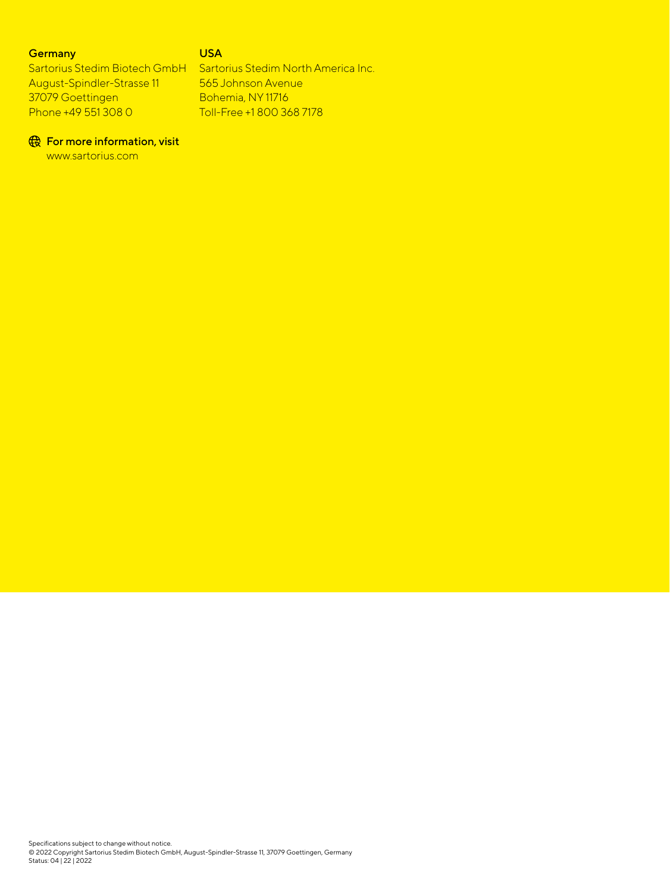**Germany**
Sartorius Stedim Biotech GmbH
August-Spindler-Strasse 11
37079 Goettingen
Phone +49 551 308 0

**USA**
Sartorius Stedim North America Inc.
565 Johnson Avenue
Bohemia, NY 11716
Toll-Free +1 800 368 7178

**For more information, visit**
www.sartorius.com

Specifications subject to change without notice.
© 2022 Copyright Sartorius Stedim Biotech GmbH, August-Spindler-Strasse 11, 37079 Goettingen, Germany
Status: 04 | 22 | 2022